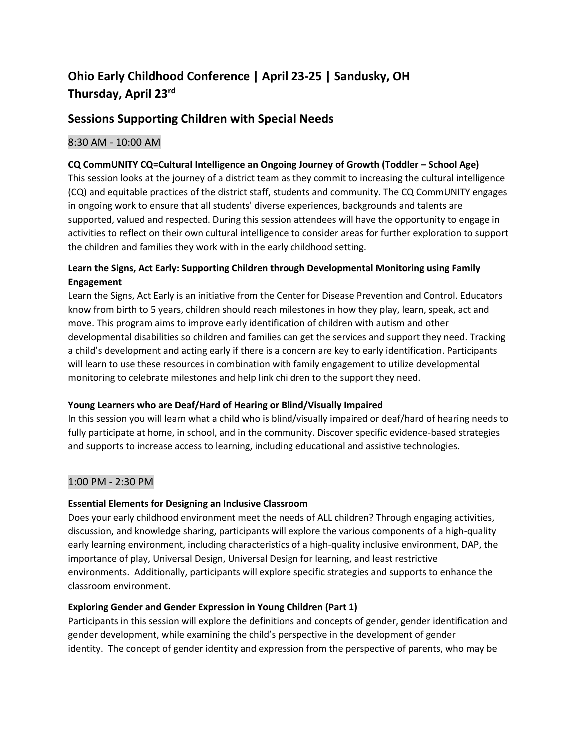# Ohio Early Childhood Conference | April 23-25 | Sandusky, OH
# Thursday, April 23rd

## Sessions Supporting Children with Special Needs

### 8:30 AM - 10:00 AM

**CQ CommUNITY CQ=Cultural Intelligence an Ongoing Journey of Growth (Toddler – School Age)**
This session looks at the journey of a district team as they commit to increasing the cultural intelligence (CQ) and equitable practices of the district staff, students and community. The CQ CommUNITY engages in ongoing work to ensure that all students' diverse experiences, backgrounds and talents are supported, valued and respected. During this session attendees will have the opportunity to engage in activities to reflect on their own cultural intelligence to consider areas for further exploration to support the children and families they work with in the early childhood setting.

**Learn the Signs, Act Early: Supporting Children through Developmental Monitoring using Family Engagement**
Learn the Signs, Act Early is an initiative from the Center for Disease Prevention and Control. Educators know from birth to 5 years, children should reach milestones in how they play, learn, speak, act and move. This program aims to improve early identification of children with autism and other developmental disabilities so children and families can get the services and support they need. Tracking a child's development and acting early if there is a concern are key to early identification. Participants will learn to use these resources in combination with family engagement to utilize developmental monitoring to celebrate milestones and help link children to the support they need.

**Young Learners who are Deaf/Hard of Hearing or Blind/Visually Impaired**
In this session you will learn what a child who is blind/visually impaired or deaf/hard of hearing needs to fully participate at home, in school, and in the community. Discover specific evidence-based strategies and supports to increase access to learning, including educational and assistive technologies.

### 1:00 PM - 2:30 PM

**Essential Elements for Designing an Inclusive Classroom**
Does your early childhood environment meet the needs of ALL children? Through engaging activities, discussion, and knowledge sharing, participants will explore the various components of a high-quality early learning environment, including characteristics of a high-quality inclusive environment, DAP, the importance of play, Universal Design, Universal Design for learning, and least restrictive environments. Additionally, participants will explore specific strategies and supports to enhance the classroom environment.

**Exploring Gender and Gender Expression in Young Children (Part 1)**
Participants in this session will explore the definitions and concepts of gender, gender identification and gender development, while examining the child's perspective in the development of gender identity. The concept of gender identity and expression from the perspective of parents, who may be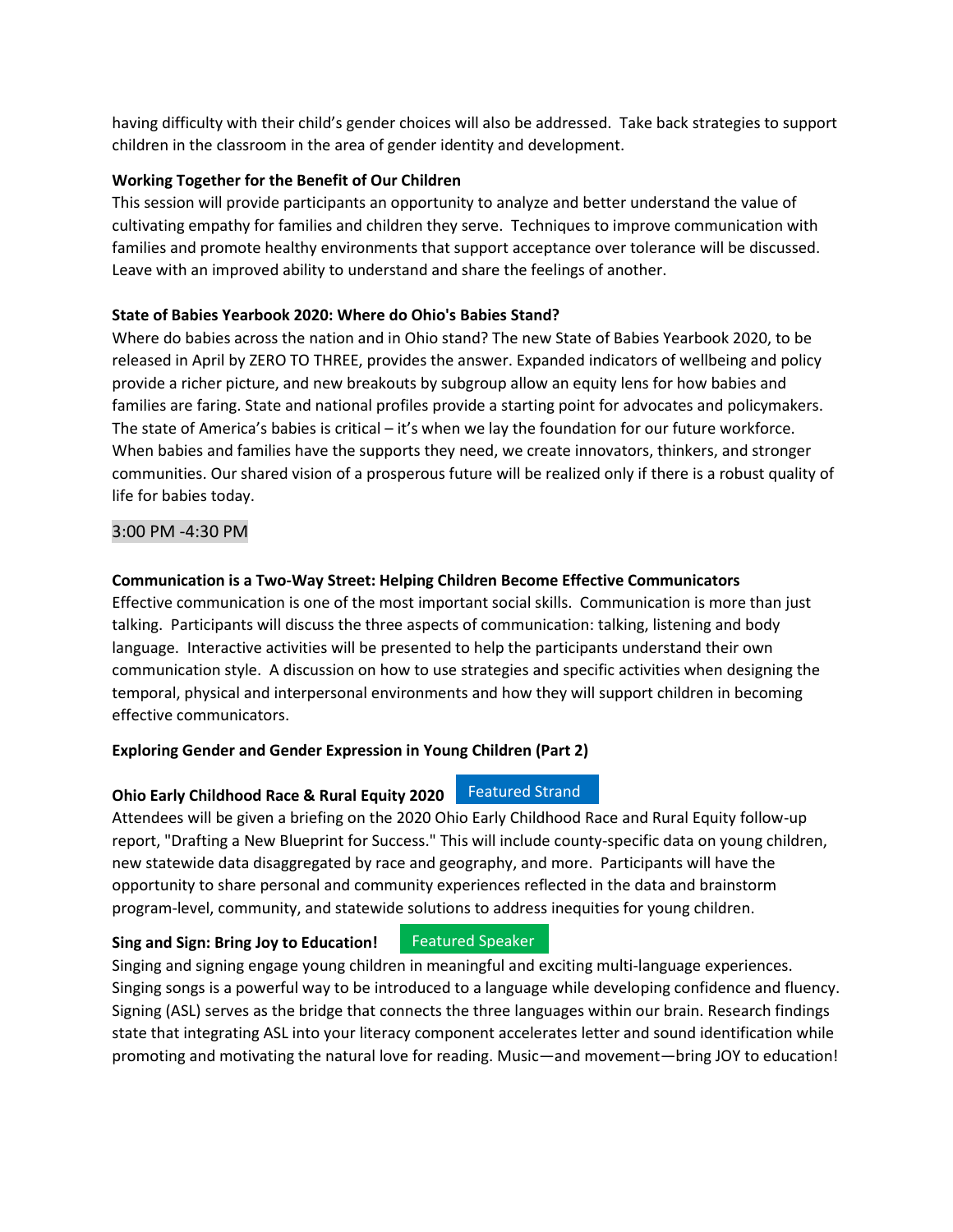having difficulty with their child's gender choices will also be addressed. Take back strategies to support children in the classroom in the area of gender identity and development.

**Working Together for the Benefit of Our Children**

This session will provide participants an opportunity to analyze and better understand the value of cultivating empathy for families and children they serve. Techniques to improve communication with families and promote healthy environments that support acceptance over tolerance will be discussed. Leave with an improved ability to understand and share the feelings of another.

**State of Babies Yearbook 2020: Where do Ohio's Babies Stand?**

Where do babies across the nation and in Ohio stand? The new State of Babies Yearbook 2020, to be released in April by ZERO TO THREE, provides the answer. Expanded indicators of wellbeing and policy provide a richer picture, and new breakouts by subgroup allow an equity lens for how babies and families are faring. State and national profiles provide a starting point for advocates and policymakers. The state of America's babies is critical – it's when we lay the foundation for our future workforce. When babies and families have the supports they need, we create innovators, thinkers, and stronger communities. Our shared vision of a prosperous future will be realized only if there is a robust quality of life for babies today.

## 3:00 PM -4:30 PM

**Communication is a Two-Way Street: Helping Children Become Effective Communicators**

Effective communication is one of the most important social skills. Communication is more than just talking. Participants will discuss the three aspects of communication: talking, listening and body language. Interactive activities will be presented to help the participants understand their own communication style. A discussion on how to use strategies and specific activities when designing the temporal, physical and interpersonal environments and how they will support children in becoming effective communicators.

**Exploring Gender and Gender Expression in Young Children (Part 2)**

**Ohio Early Childhood Race & Rural Equity 2020** Featured Strand

Attendees will be given a briefing on the 2020 Ohio Early Childhood Race and Rural Equity follow-up report, "Drafting a New Blueprint for Success." This will include county-specific data on young children, new statewide data disaggregated by race and geography, and more. Participants will have the opportunity to share personal and community experiences reflected in the data and brainstorm program-level, community, and statewide solutions to address inequities for young children.

**Sing and Sign: Bring Joy to Education!** Featured Speaker

Singing and signing engage young children in meaningful and exciting multi-language experiences. Singing songs is a powerful way to be introduced to a language while developing confidence and fluency. Signing (ASL) serves as the bridge that connects the three languages within our brain. Research findings state that integrating ASL into your literacy component accelerates letter and sound identification while promoting and motivating the natural love for reading. Music—and movement—bring JOY to education!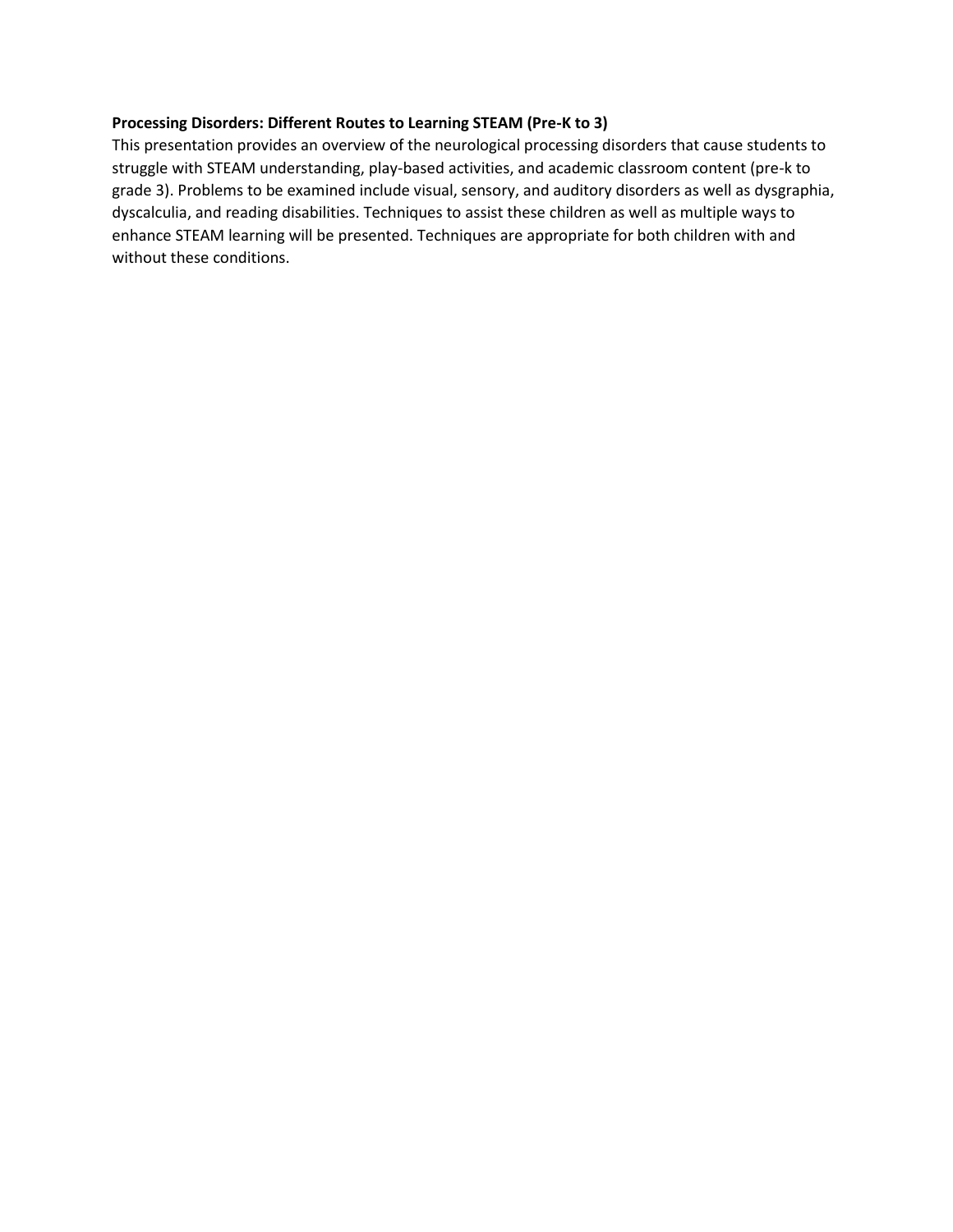**Processing Disorders: Different Routes to Learning STEAM (Pre-K to 3)**

This presentation provides an overview of the neurological processing disorders that cause students to struggle with STEAM understanding, play-based activities, and academic classroom content (pre-k to grade 3). Problems to be examined include visual, sensory, and auditory disorders as well as dysgraphia, dyscalculia, and reading disabilities. Techniques to assist these children as well as multiple ways to enhance STEAM learning will be presented. Techniques are appropriate for both children with and without these conditions.